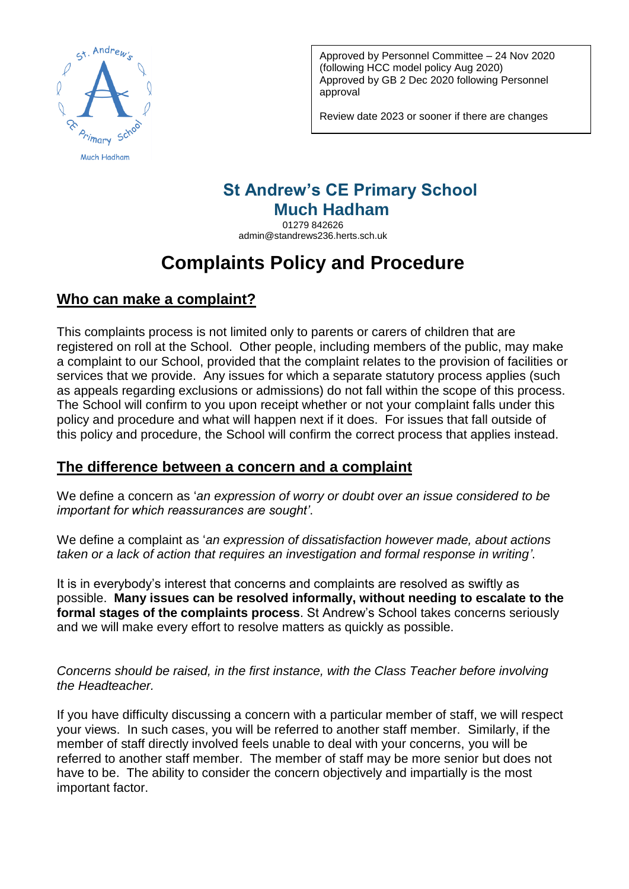Approved by Personnel Committee – 24 Nov 2020 (following HCC model policy Aug 2020)
Approved by GB 2 Dec 2020 following Personnel approval

Review date 2023 or sooner if there are changes

## St Andrew's CE Primary School Much Hadham

01279 842626
admin@standrews236.herts.sch.uk

# Complaints Policy and Procedure

## Who can make a complaint?

This complaints process is not limited only to parents or carers of children that are registered on roll at the School. Other people, including members of the public, may make a complaint to our School, provided that the complaint relates to the provision of facilities or services that we provide. Any issues for which a separate statutory process applies (such as appeals regarding exclusions or admissions) do not fall within the scope of this process. The School will confirm to you upon receipt whether or not your complaint falls under this policy and procedure and what will happen next if it does. For issues that fall outside of this policy and procedure, the School will confirm the correct process that applies instead.

## The difference between a concern and a complaint

We define a concern as '*an expression of worry or doubt over an issue considered to be important for which reassurances are sought'*.

We define a complaint as '*an expression of dissatisfaction however made, about actions taken or a lack of action that requires an investigation and formal response in writing'*.

It is in everybody's interest that concerns and complaints are resolved as swiftly as possible. **Many issues can be resolved informally, without needing to escalate to the formal stages of the complaints process**. St Andrew's School takes concerns seriously and we will make every effort to resolve matters as quickly as possible.

*Concerns should be raised, in the first instance, with the Class Teacher before involving the Headteacher.*

If you have difficulty discussing a concern with a particular member of staff, we will respect your views. In such cases, you will be referred to another staff member. Similarly, if the member of staff directly involved feels unable to deal with your concerns, you will be referred to another staff member. The member of staff may be more senior but does not have to be. The ability to consider the concern objectively and impartially is the most important factor.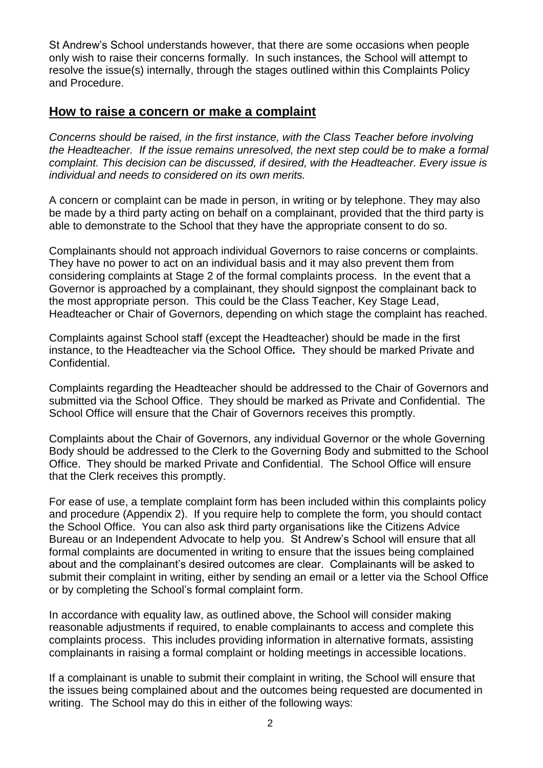St Andrew's School understands however, that there are some occasions when people only wish to raise their concerns formally. In such instances, the School will attempt to resolve the issue(s) internally, through the stages outlined within this Complaints Policy and Procedure.

## How to raise a concern or make a complaint

*Concerns should be raised, in the first instance, with the Class Teacher before involving the Headteacher. If the issue remains unresolved, the next step could be to make a formal complaint. This decision can be discussed, if desired, with the Headteacher. Every issue is individual and needs to considered on its own merits.*

A concern or complaint can be made in person, in writing or by telephone. They may also be made by a third party acting on behalf on a complainant, provided that the third party is able to demonstrate to the School that they have the appropriate consent to do so.

Complainants should not approach individual Governors to raise concerns or complaints. They have no power to act on an individual basis and it may also prevent them from considering complaints at Stage 2 of the formal complaints process. In the event that a Governor is approached by a complainant, they should signpost the complainant back to the most appropriate person. This could be the Class Teacher, Key Stage Lead, Headteacher or Chair of Governors, depending on which stage the complaint has reached.

Complaints against School staff (except the Headteacher) should be made in the first instance, to the Headteacher via the School Office*.* They should be marked Private and Confidential.

Complaints regarding the Headteacher should be addressed to the Chair of Governors and submitted via the School Office. They should be marked as Private and Confidential. The School Office will ensure that the Chair of Governors receives this promptly.

Complaints about the Chair of Governors, any individual Governor or the whole Governing Body should be addressed to the Clerk to the Governing Body and submitted to the School Office. They should be marked Private and Confidential. The School Office will ensure that the Clerk receives this promptly.

For ease of use, a template complaint form has been included within this complaints policy and procedure (Appendix 2). If you require help to complete the form, you should contact the School Office. You can also ask third party organisations like the Citizens Advice Bureau or an Independent Advocate to help you. St Andrew's School will ensure that all formal complaints are documented in writing to ensure that the issues being complained about and the complainant's desired outcomes are clear. Complainants will be asked to submit their complaint in writing, either by sending an email or a letter via the School Office or by completing the School's formal complaint form.

In accordance with equality law, as outlined above, the School will consider making reasonable adjustments if required, to enable complainants to access and complete this complaints process. This includes providing information in alternative formats, assisting complainants in raising a formal complaint or holding meetings in accessible locations.

If a complainant is unable to submit their complaint in writing, the School will ensure that the issues being complained about and the outcomes being requested are documented in writing. The School may do this in either of the following ways: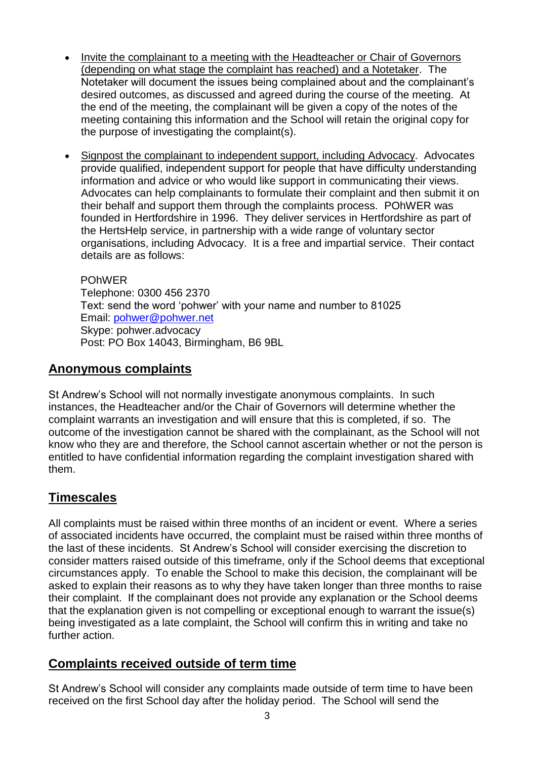- Invite the complainant to a meeting with the Headteacher or Chair of Governors (depending on what stage the complaint has reached) and a Notetaker. The Notetaker will document the issues being complained about and the complainant's desired outcomes, as discussed and agreed during the course of the meeting. At the end of the meeting, the complainant will be given a copy of the notes of the meeting containing this information and the School will retain the original copy for the purpose of investigating the complaint(s).

- Signpost the complainant to independent support, including Advocacy. Advocates provide qualified, independent support for people that have difficulty understanding information and advice or who would like support in communicating their views. Advocates can help complainants to formulate their complaint and then submit it on their behalf and support them through the complaints process. POhWER was founded in Hertfordshire in 1996. They deliver services in Hertfordshire as part of the HertsHelp service, in partnership with a wide range of voluntary sector organisations, including Advocacy. It is a free and impartial service. Their contact details are as follows:

  POhWER
  Telephone: 0300 456 2370
  Text: send the word 'pohwer' with your name and number to 81025
  Email: pohwer@pohwer.net
  Skype: pohwer.advocacy
  Post: PO Box 14043, Birmingham, B6 9BL

## Anonymous complaints

St Andrew's School will not normally investigate anonymous complaints. In such instances, the Headteacher and/or the Chair of Governors will determine whether the complaint warrants an investigation and will ensure that this is completed, if so. The outcome of the investigation cannot be shared with the complainant, as the School will not know who they are and therefore, the School cannot ascertain whether or not the person is entitled to have confidential information regarding the complaint investigation shared with them.

## Timescales

All complaints must be raised within three months of an incident or event. Where a series of associated incidents have occurred, the complaint must be raised within three months of the last of these incidents. St Andrew's School will consider exercising the discretion to consider matters raised outside of this timeframe, only if the School deems that exceptional circumstances apply. To enable the School to make this decision, the complainant will be asked to explain their reasons as to why they have taken longer than three months to raise their complaint. If the complainant does not provide any explanation or the School deems that the explanation given is not compelling or exceptional enough to warrant the issue(s) being investigated as a late complaint, the School will confirm this in writing and take no further action.

## Complaints received outside of term time

St Andrew's School will consider any complaints made outside of term time to have been received on the first School day after the holiday period. The School will send the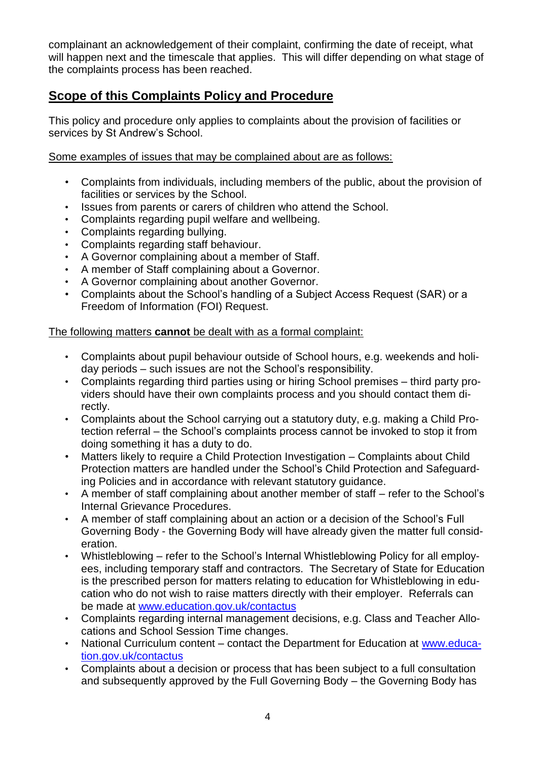complainant an acknowledgement of their complaint, confirming the date of receipt, what will happen next and the timescale that applies. This will differ depending on what stage of the complaints process has been reached.

## Scope of this Complaints Policy and Procedure

This policy and procedure only applies to complaints about the provision of facilities or services by St Andrew's School.

Some examples of issues that may be complained about are as follows:

- Complaints from individuals, including members of the public, about the provision of facilities or services by the School.
- Issues from parents or carers of children who attend the School.
- Complaints regarding pupil welfare and wellbeing.
- Complaints regarding bullying.
- Complaints regarding staff behaviour.
- A Governor complaining about a member of Staff.
- A member of Staff complaining about a Governor.
- A Governor complaining about another Governor.
- Complaints about the School's handling of a Subject Access Request (SAR) or a Freedom of Information (FOI) Request.

The following matters **cannot** be dealt with as a formal complaint:

- Complaints about pupil behaviour outside of School hours, e.g. weekends and holiday periods – such issues are not the School's responsibility.
- Complaints regarding third parties using or hiring School premises – third party providers should have their own complaints process and you should contact them directly.
- Complaints about the School carrying out a statutory duty, e.g. making a Child Protection referral – the School's complaints process cannot be invoked to stop it from doing something it has a duty to do.
- Matters likely to require a Child Protection Investigation – Complaints about Child Protection matters are handled under the School's Child Protection and Safeguarding Policies and in accordance with relevant statutory guidance.
- A member of staff complaining about another member of staff – refer to the School's Internal Grievance Procedures.
- A member of staff complaining about an action or a decision of the School's Full Governing Body - the Governing Body will have already given the matter full consideration.
- Whistleblowing – refer to the School's Internal Whistleblowing Policy for all employees, including temporary staff and contractors. The Secretary of State for Education is the prescribed person for matters relating to education for Whistleblowing in education who do not wish to raise matters directly with their employer. Referrals can be made at www.education.gov.uk/contactus
- Complaints regarding internal management decisions, e.g. Class and Teacher Allocations and School Session Time changes.
- National Curriculum content – contact the Department for Education at www.education.gov.uk/contactus
- Complaints about a decision or process that has been subject to a full consultation and subsequently approved by the Full Governing Body – the Governing Body has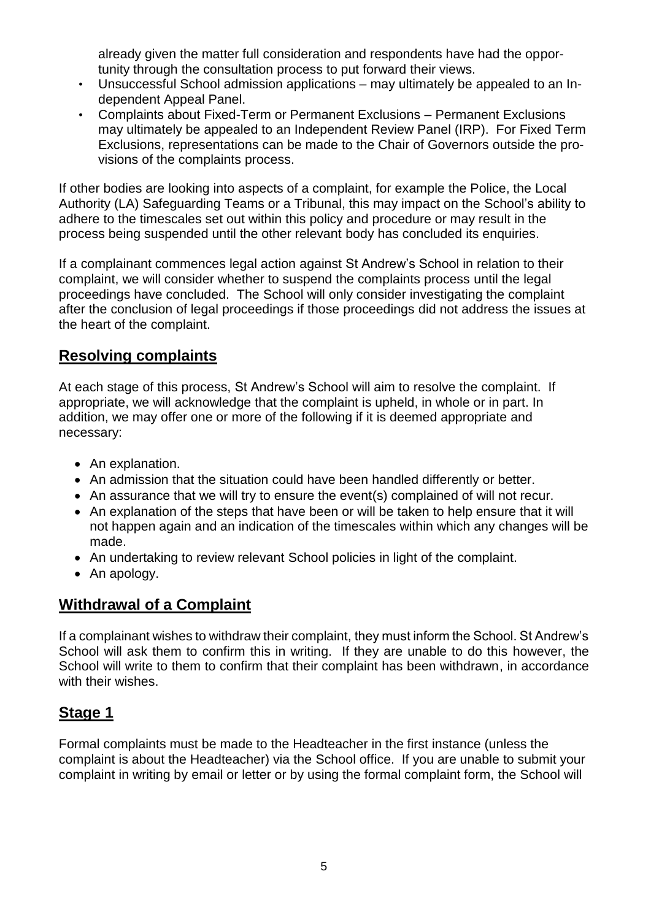already given the matter full consideration and respondents have had the opportunity through the consultation process to put forward their views.

- Unsuccessful School admission applications – may ultimately be appealed to an Independent Appeal Panel.
- Complaints about Fixed-Term or Permanent Exclusions – Permanent Exclusions may ultimately be appealed to an Independent Review Panel (IRP). For Fixed Term Exclusions, representations can be made to the Chair of Governors outside the provisions of the complaints process.

If other bodies are looking into aspects of a complaint, for example the Police, the Local Authority (LA) Safeguarding Teams or a Tribunal, this may impact on the School's ability to adhere to the timescales set out within this policy and procedure or may result in the process being suspended until the other relevant body has concluded its enquiries.

If a complainant commences legal action against St Andrew's School in relation to their complaint, we will consider whether to suspend the complaints process until the legal proceedings have concluded. The School will only consider investigating the complaint after the conclusion of legal proceedings if those proceedings did not address the issues at the heart of the complaint.

## Resolving complaints

At each stage of this process, St Andrew's School will aim to resolve the complaint. If appropriate, we will acknowledge that the complaint is upheld, in whole or in part. In addition, we may offer one or more of the following if it is deemed appropriate and necessary:

- An explanation.
- An admission that the situation could have been handled differently or better.
- An assurance that we will try to ensure the event(s) complained of will not recur.
- An explanation of the steps that have been or will be taken to help ensure that it will not happen again and an indication of the timescales within which any changes will be made.
- An undertaking to review relevant School policies in light of the complaint.
- An apology.

## Withdrawal of a Complaint

If a complainant wishes to withdraw their complaint, they must inform the School. St Andrew's School will ask them to confirm this in writing. If they are unable to do this however, the School will write to them to confirm that their complaint has been withdrawn, in accordance with their wishes.

## Stage 1

Formal complaints must be made to the Headteacher in the first instance (unless the complaint is about the Headteacher) via the School office. If you are unable to submit your complaint in writing by email or letter or by using the formal complaint form, the School will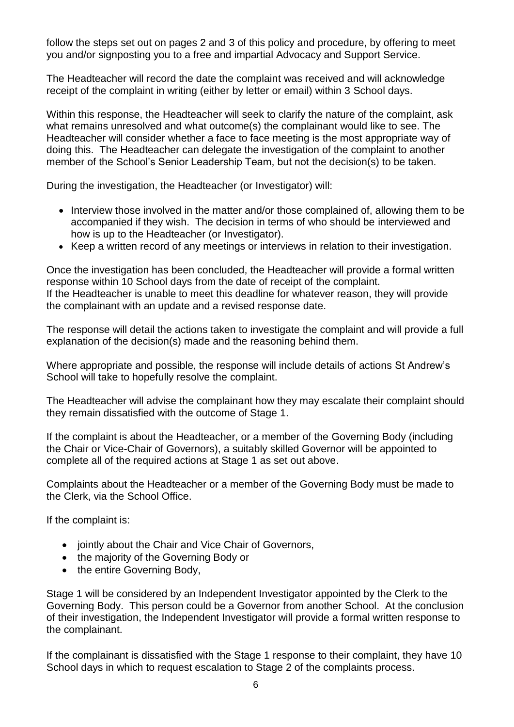follow the steps set out on pages 2 and 3 of this policy and procedure, by offering to meet you and/or signposting you to a free and impartial Advocacy and Support Service.

The Headteacher will record the date the complaint was received and will acknowledge receipt of the complaint in writing (either by letter or email) within 3 School days.

Within this response, the Headteacher will seek to clarify the nature of the complaint, ask what remains unresolved and what outcome(s) the complainant would like to see. The Headteacher will consider whether a face to face meeting is the most appropriate way of doing this. The Headteacher can delegate the investigation of the complaint to another member of the School's Senior Leadership Team, but not the decision(s) to be taken.

During the investigation, the Headteacher (or Investigator) will:

- Interview those involved in the matter and/or those complained of, allowing them to be accompanied if they wish. The decision in terms of who should be interviewed and how is up to the Headteacher (or Investigator).
- Keep a written record of any meetings or interviews in relation to their investigation.

Once the investigation has been concluded, the Headteacher will provide a formal written response within 10 School days from the date of receipt of the complaint.
If the Headteacher is unable to meet this deadline for whatever reason, they will provide the complainant with an update and a revised response date.

The response will detail the actions taken to investigate the complaint and will provide a full explanation of the decision(s) made and the reasoning behind them.

Where appropriate and possible, the response will include details of actions St Andrew's School will take to hopefully resolve the complaint.

The Headteacher will advise the complainant how they may escalate their complaint should they remain dissatisfied with the outcome of Stage 1.

If the complaint is about the Headteacher, or a member of the Governing Body (including the Chair or Vice-Chair of Governors), a suitably skilled Governor will be appointed to complete all of the required actions at Stage 1 as set out above.

Complaints about the Headteacher or a member of the Governing Body must be made to the Clerk, via the School Office.

If the complaint is:

- jointly about the Chair and Vice Chair of Governors,
- the majority of the Governing Body or
- the entire Governing Body,

Stage 1 will be considered by an Independent Investigator appointed by the Clerk to the Governing Body. This person could be a Governor from another School. At the conclusion of their investigation, the Independent Investigator will provide a formal written response to the complainant.

If the complainant is dissatisfied with the Stage 1 response to their complaint, they have 10 School days in which to request escalation to Stage 2 of the complaints process.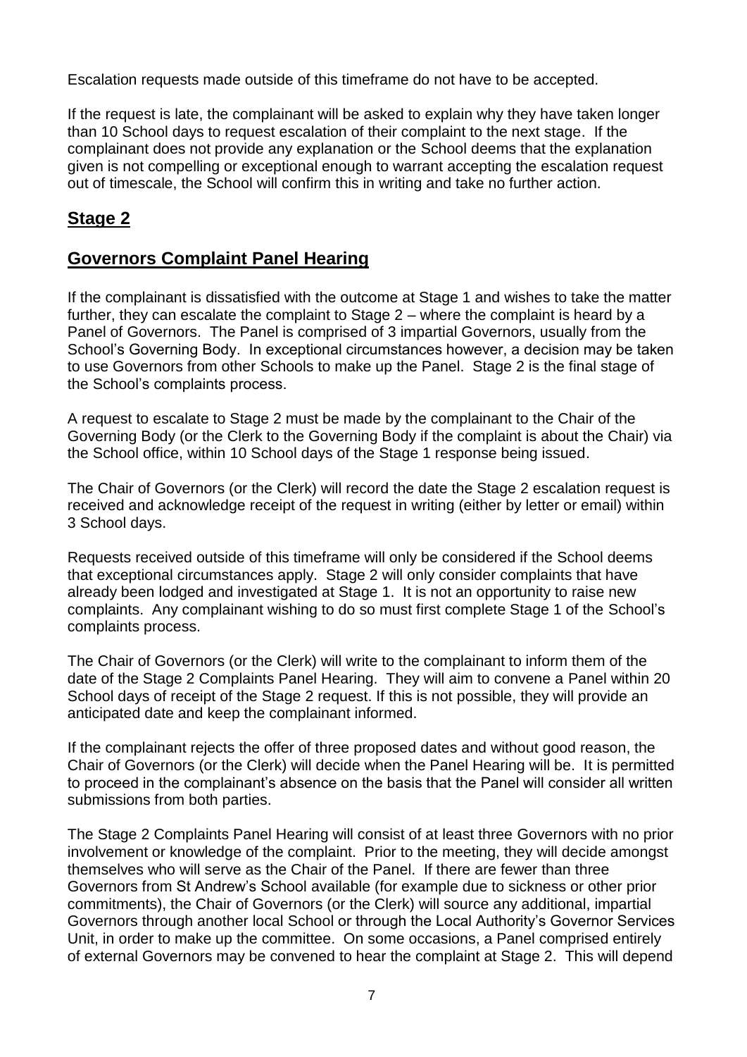Escalation requests made outside of this timeframe do not have to be accepted.

If the request is late, the complainant will be asked to explain why they have taken longer than 10 School days to request escalation of their complaint to the next stage. If the complainant does not provide any explanation or the School deems that the explanation given is not compelling or exceptional enough to warrant accepting the escalation request out of timescale, the School will confirm this in writing and take no further action.

## Stage 2

## Governors Complaint Panel Hearing

If the complainant is dissatisfied with the outcome at Stage 1 and wishes to take the matter further, they can escalate the complaint to Stage 2 – where the complaint is heard by a Panel of Governors. The Panel is comprised of 3 impartial Governors, usually from the School's Governing Body. In exceptional circumstances however, a decision may be taken to use Governors from other Schools to make up the Panel. Stage 2 is the final stage of the School's complaints process.

A request to escalate to Stage 2 must be made by the complainant to the Chair of the Governing Body (or the Clerk to the Governing Body if the complaint is about the Chair) via the School office, within 10 School days of the Stage 1 response being issued.

The Chair of Governors (or the Clerk) will record the date the Stage 2 escalation request is received and acknowledge receipt of the request in writing (either by letter or email) within 3 School days.

Requests received outside of this timeframe will only be considered if the School deems that exceptional circumstances apply. Stage 2 will only consider complaints that have already been lodged and investigated at Stage 1. It is not an opportunity to raise new complaints. Any complainant wishing to do so must first complete Stage 1 of the School's complaints process.

The Chair of Governors (or the Clerk) will write to the complainant to inform them of the date of the Stage 2 Complaints Panel Hearing. They will aim to convene a Panel within 20 School days of receipt of the Stage 2 request. If this is not possible, they will provide an anticipated date and keep the complainant informed.

If the complainant rejects the offer of three proposed dates and without good reason, the Chair of Governors (or the Clerk) will decide when the Panel Hearing will be. It is permitted to proceed in the complainant's absence on the basis that the Panel will consider all written submissions from both parties.

The Stage 2 Complaints Panel Hearing will consist of at least three Governors with no prior involvement or knowledge of the complaint. Prior to the meeting, they will decide amongst themselves who will serve as the Chair of the Panel. If there are fewer than three Governors from St Andrew's School available (for example due to sickness or other prior commitments), the Chair of Governors (or the Clerk) will source any additional, impartial Governors through another local School or through the Local Authority's Governor Services Unit, in order to make up the committee. On some occasions, a Panel comprised entirely of external Governors may be convened to hear the complaint at Stage 2. This will depend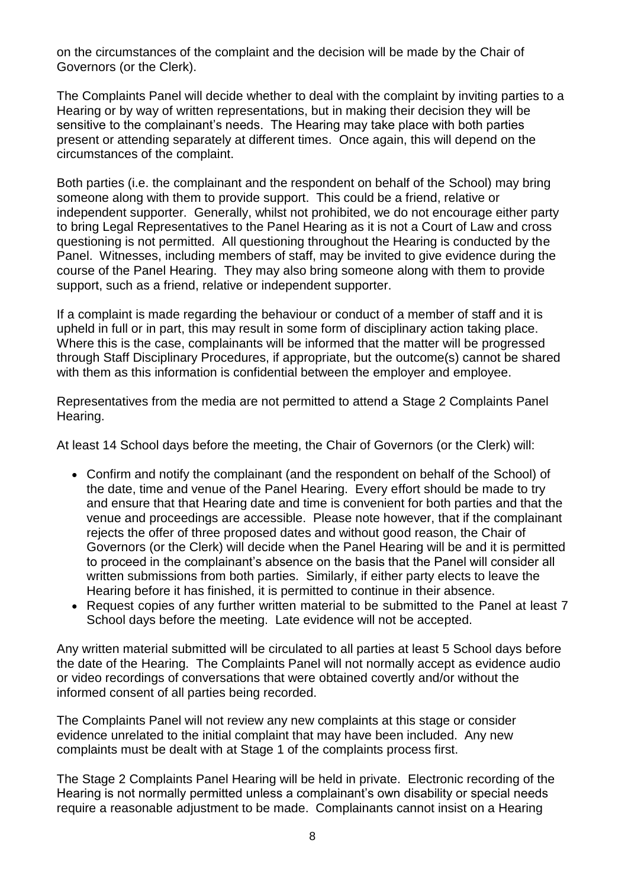on the circumstances of the complaint and the decision will be made by the Chair of Governors (or the Clerk).

The Complaints Panel will decide whether to deal with the complaint by inviting parties to a Hearing or by way of written representations, but in making their decision they will be sensitive to the complainant's needs. The Hearing may take place with both parties present or attending separately at different times. Once again, this will depend on the circumstances of the complaint.

Both parties (i.e. the complainant and the respondent on behalf of the School) may bring someone along with them to provide support. This could be a friend, relative or independent supporter. Generally, whilst not prohibited, we do not encourage either party to bring Legal Representatives to the Panel Hearing as it is not a Court of Law and cross questioning is not permitted. All questioning throughout the Hearing is conducted by the Panel. Witnesses, including members of staff, may be invited to give evidence during the course of the Panel Hearing. They may also bring someone along with them to provide support, such as a friend, relative or independent supporter.

If a complaint is made regarding the behaviour or conduct of a member of staff and it is upheld in full or in part, this may result in some form of disciplinary action taking place. Where this is the case, complainants will be informed that the matter will be progressed through Staff Disciplinary Procedures, if appropriate, but the outcome(s) cannot be shared with them as this information is confidential between the employer and employee.

Representatives from the media are not permitted to attend a Stage 2 Complaints Panel Hearing.

At least 14 School days before the meeting, the Chair of Governors (or the Clerk) will:

- Confirm and notify the complainant (and the respondent on behalf of the School) of the date, time and venue of the Panel Hearing. Every effort should be made to try and ensure that that Hearing date and time is convenient for both parties and that the venue and proceedings are accessible. Please note however, that if the complainant rejects the offer of three proposed dates and without good reason, the Chair of Governors (or the Clerk) will decide when the Panel Hearing will be and it is permitted to proceed in the complainant's absence on the basis that the Panel will consider all written submissions from both parties. Similarly, if either party elects to leave the Hearing before it has finished, it is permitted to continue in their absence.
- Request copies of any further written material to be submitted to the Panel at least 7 School days before the meeting. Late evidence will not be accepted.

Any written material submitted will be circulated to all parties at least 5 School days before the date of the Hearing. The Complaints Panel will not normally accept as evidence audio or video recordings of conversations that were obtained covertly and/or without the informed consent of all parties being recorded.

The Complaints Panel will not review any new complaints at this stage or consider evidence unrelated to the initial complaint that may have been included. Any new complaints must be dealt with at Stage 1 of the complaints process first.

The Stage 2 Complaints Panel Hearing will be held in private. Electronic recording of the Hearing is not normally permitted unless a complainant's own disability or special needs require a reasonable adjustment to be made. Complainants cannot insist on a Hearing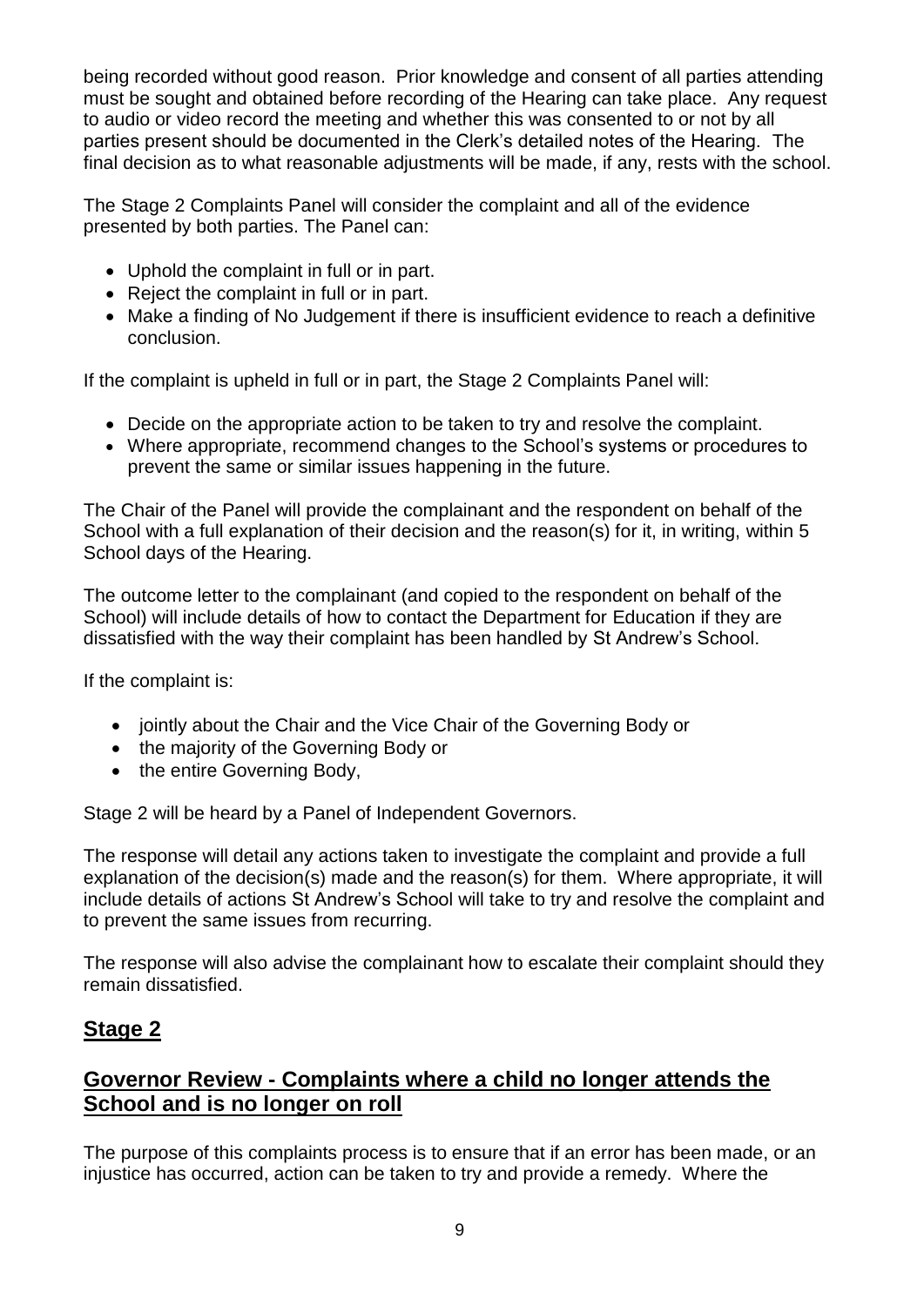being recorded without good reason. Prior knowledge and consent of all parties attending must be sought and obtained before recording of the Hearing can take place. Any request to audio or video record the meeting and whether this was consented to or not by all parties present should be documented in the Clerk's detailed notes of the Hearing. The final decision as to what reasonable adjustments will be made, if any, rests with the school.

The Stage 2 Complaints Panel will consider the complaint and all of the evidence presented by both parties. The Panel can:

- Uphold the complaint in full or in part.
- Reject the complaint in full or in part.
- Make a finding of No Judgement if there is insufficient evidence to reach a definitive conclusion.

If the complaint is upheld in full or in part, the Stage 2 Complaints Panel will:

- Decide on the appropriate action to be taken to try and resolve the complaint.
- Where appropriate, recommend changes to the School's systems or procedures to prevent the same or similar issues happening in the future.

The Chair of the Panel will provide the complainant and the respondent on behalf of the School with a full explanation of their decision and the reason(s) for it, in writing, within 5 School days of the Hearing.

The outcome letter to the complainant (and copied to the respondent on behalf of the School) will include details of how to contact the Department for Education if they are dissatisfied with the way their complaint has been handled by St Andrew's School.

If the complaint is:

- jointly about the Chair and the Vice Chair of the Governing Body or
- the majority of the Governing Body or
- the entire Governing Body,

Stage 2 will be heard by a Panel of Independent Governors.

The response will detail any actions taken to investigate the complaint and provide a full explanation of the decision(s) made and the reason(s) for them. Where appropriate, it will include details of actions St Andrew's School will take to try and resolve the complaint and to prevent the same issues from recurring.

The response will also advise the complainant how to escalate their complaint should they remain dissatisfied.

## Stage 2

## Governor Review - Complaints where a child no longer attends the School and is no longer on roll

The purpose of this complaints process is to ensure that if an error has been made, or an injustice has occurred, action can be taken to try and provide a remedy. Where the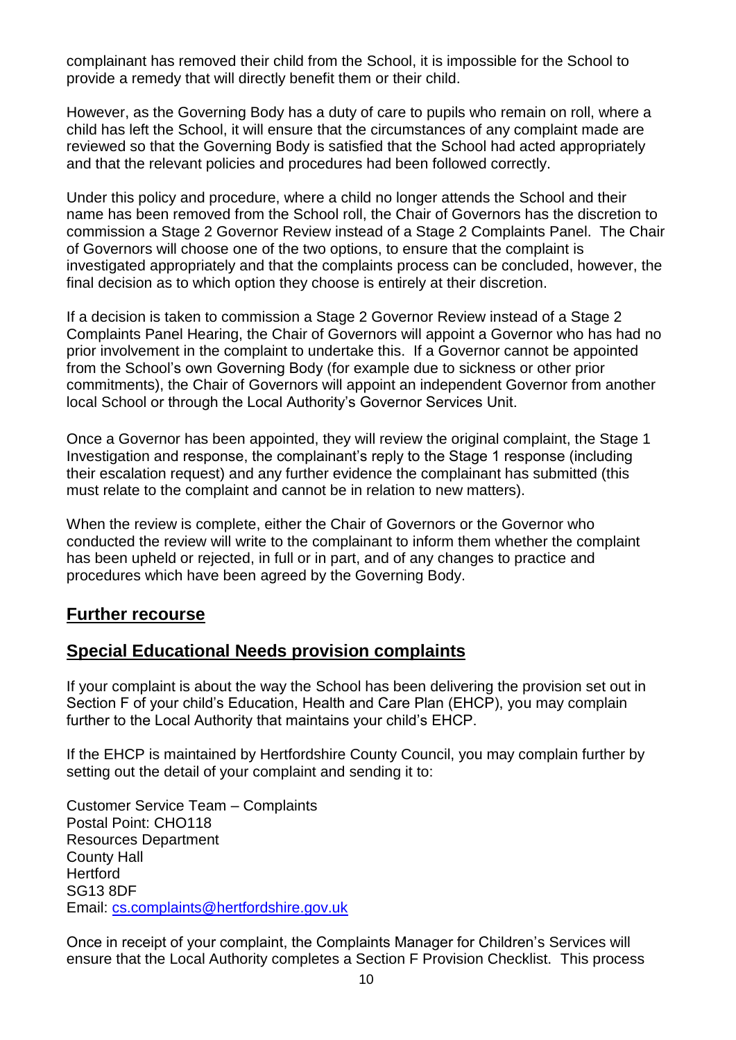complainant has removed their child from the School, it is impossible for the School to provide a remedy that will directly benefit them or their child.

However, as the Governing Body has a duty of care to pupils who remain on roll, where a child has left the School, it will ensure that the circumstances of any complaint made are reviewed so that the Governing Body is satisfied that the School had acted appropriately and that the relevant policies and procedures had been followed correctly.

Under this policy and procedure, where a child no longer attends the School and their name has been removed from the School roll, the Chair of Governors has the discretion to commission a Stage 2 Governor Review instead of a Stage 2 Complaints Panel. The Chair of Governors will choose one of the two options, to ensure that the complaint is investigated appropriately and that the complaints process can be concluded, however, the final decision as to which option they choose is entirely at their discretion.

If a decision is taken to commission a Stage 2 Governor Review instead of a Stage 2 Complaints Panel Hearing, the Chair of Governors will appoint a Governor who has had no prior involvement in the complaint to undertake this. If a Governor cannot be appointed from the School's own Governing Body (for example due to sickness or other prior commitments), the Chair of Governors will appoint an independent Governor from another local School or through the Local Authority's Governor Services Unit.

Once a Governor has been appointed, they will review the original complaint, the Stage 1 Investigation and response, the complainant's reply to the Stage 1 response (including their escalation request) and any further evidence the complainant has submitted (this must relate to the complaint and cannot be in relation to new matters).

When the review is complete, either the Chair of Governors or the Governor who conducted the review will write to the complainant to inform them whether the complaint has been upheld or rejected, in full or in part, and of any changes to practice and procedures which have been agreed by the Governing Body.

## Further recourse

## Special Educational Needs provision complaints

If your complaint is about the way the School has been delivering the provision set out in Section F of your child's Education, Health and Care Plan (EHCP), you may complain further to the Local Authority that maintains your child's EHCP.

If the EHCP is maintained by Hertfordshire County Council, you may complain further by setting out the detail of your complaint and sending it to:

Customer Service Team – Complaints
Postal Point: CHO118
Resources Department
County Hall
Hertford
SG13 8DF
Email: cs.complaints@hertfordshire.gov.uk

Once in receipt of your complaint, the Complaints Manager for Children's Services will ensure that the Local Authority completes a Section F Provision Checklist. This process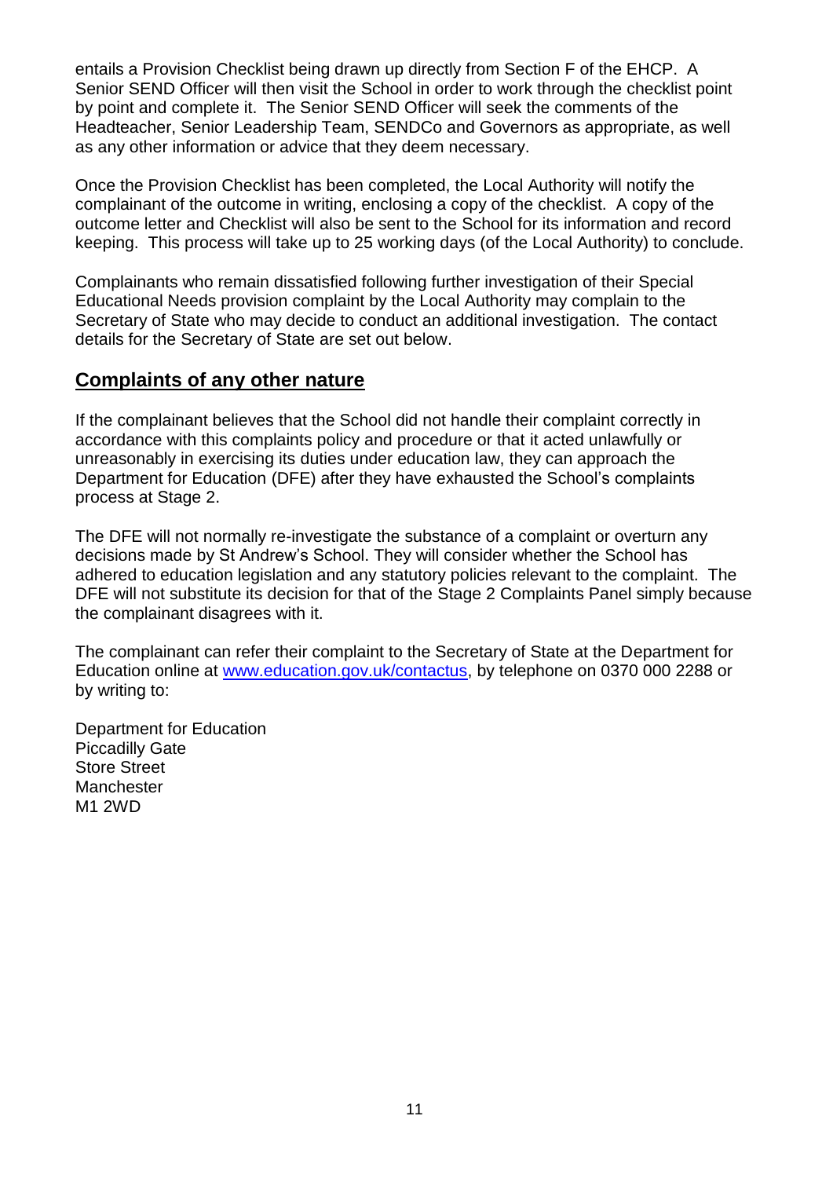entails a Provision Checklist being drawn up directly from Section F of the EHCP. A Senior SEND Officer will then visit the School in order to work through the checklist point by point and complete it. The Senior SEND Officer will seek the comments of the Headteacher, Senior Leadership Team, SENDCo and Governors as appropriate, as well as any other information or advice that they deem necessary.

Once the Provision Checklist has been completed, the Local Authority will notify the complainant of the outcome in writing, enclosing a copy of the checklist. A copy of the outcome letter and Checklist will also be sent to the School for its information and record keeping. This process will take up to 25 working days (of the Local Authority) to conclude.

Complainants who remain dissatisfied following further investigation of their Special Educational Needs provision complaint by the Local Authority may complain to the Secretary of State who may decide to conduct an additional investigation. The contact details for the Secretary of State are set out below.

## Complaints of any other nature

If the complainant believes that the School did not handle their complaint correctly in accordance with this complaints policy and procedure or that it acted unlawfully or unreasonably in exercising its duties under education law, they can approach the Department for Education (DFE) after they have exhausted the School's complaints process at Stage 2.

The DFE will not normally re-investigate the substance of a complaint or overturn any decisions made by St Andrew's School. They will consider whether the School has adhered to education legislation and any statutory policies relevant to the complaint. The DFE will not substitute its decision for that of the Stage 2 Complaints Panel simply because the complainant disagrees with it.

The complainant can refer their complaint to the Secretary of State at the Department for Education online at [www.education.gov.uk/contactus](http://www.education.gov.uk/contactus), by telephone on 0370 000 2288 or by writing to:

Department for Education
Piccadilly Gate
Store Street
Manchester
M1 2WD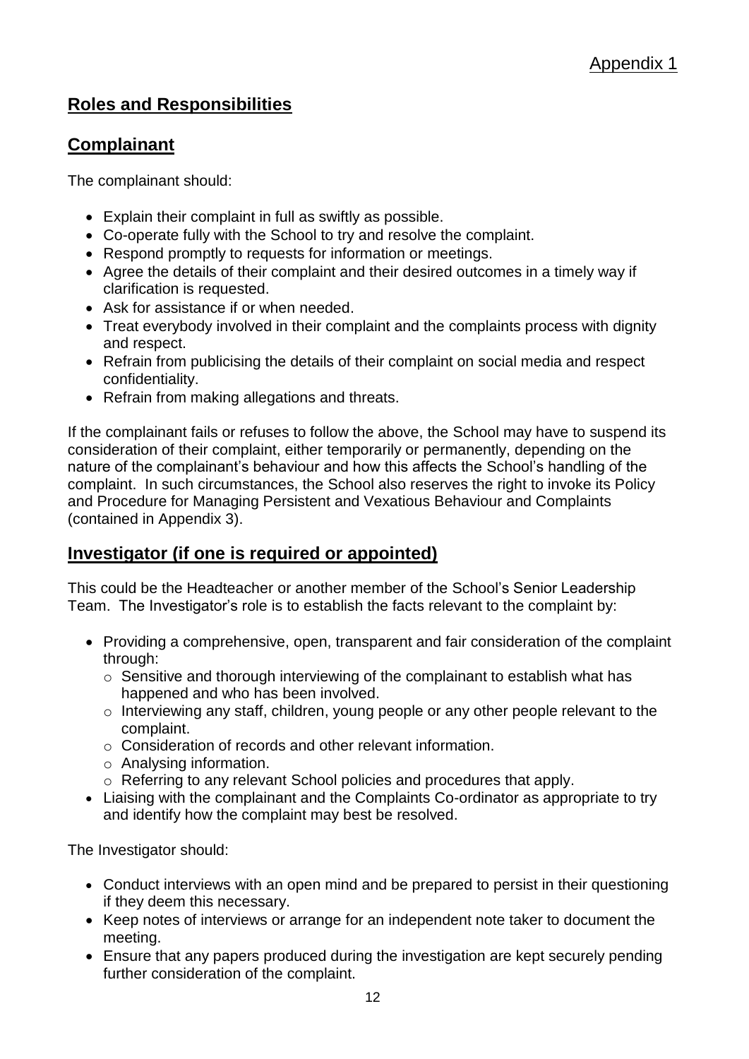Appendix 1

## Roles and Responsibilities

## Complainant

The complainant should:

- Explain their complaint in full as swiftly as possible.
- Co-operate fully with the School to try and resolve the complaint.
- Respond promptly to requests for information or meetings.
- Agree the details of their complaint and their desired outcomes in a timely way if clarification is requested.
- Ask for assistance if or when needed.
- Treat everybody involved in their complaint and the complaints process with dignity and respect.
- Refrain from publicising the details of their complaint on social media and respect confidentiality.
- Refrain from making allegations and threats.

If the complainant fails or refuses to follow the above, the School may have to suspend its consideration of their complaint, either temporarily or permanently, depending on the nature of the complainant's behaviour and how this affects the School's handling of the complaint. In such circumstances, the School also reserves the right to invoke its Policy and Procedure for Managing Persistent and Vexatious Behaviour and Complaints (contained in Appendix 3).

## Investigator (if one is required or appointed)

This could be the Headteacher or another member of the School's Senior Leadership Team. The Investigator's role is to establish the facts relevant to the complaint by:

- Providing a comprehensive, open, transparent and fair consideration of the complaint through:
  - Sensitive and thorough interviewing of the complainant to establish what has happened and who has been involved.
  - Interviewing any staff, children, young people or any other people relevant to the complaint.
  - Consideration of records and other relevant information.
  - Analysing information.
  - Referring to any relevant School policies and procedures that apply.
- Liaising with the complainant and the Complaints Co-ordinator as appropriate to try and identify how the complaint may best be resolved.

The Investigator should:

- Conduct interviews with an open mind and be prepared to persist in their questioning if they deem this necessary.
- Keep notes of interviews or arrange for an independent note taker to document the meeting.
- Ensure that any papers produced during the investigation are kept securely pending further consideration of the complaint.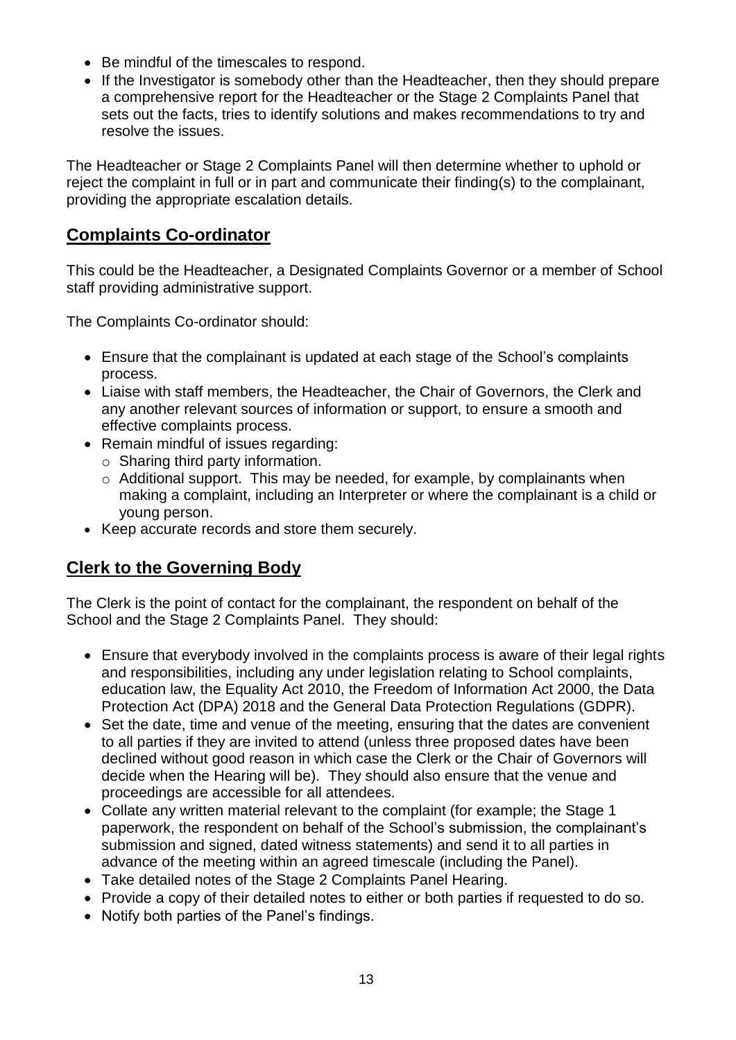- Be mindful of the timescales to respond.
- If the Investigator is somebody other than the Headteacher, then they should prepare a comprehensive report for the Headteacher or the Stage 2 Complaints Panel that sets out the facts, tries to identify solutions and makes recommendations to try and resolve the issues.

The Headteacher or Stage 2 Complaints Panel will then determine whether to uphold or reject the complaint in full or in part and communicate their finding(s) to the complainant, providing the appropriate escalation details.

## Complaints Co-ordinator

This could be the Headteacher, a Designated Complaints Governor or a member of School staff providing administrative support.

The Complaints Co-ordinator should:

- Ensure that the complainant is updated at each stage of the School's complaints process.
- Liaise with staff members, the Headteacher, the Chair of Governors, the Clerk and any another relevant sources of information or support, to ensure a smooth and effective complaints process.
- Remain mindful of issues regarding:
  - Sharing third party information.
  - Additional support. This may be needed, for example, by complainants when making a complaint, including an Interpreter or where the complainant is a child or young person.
- Keep accurate records and store them securely.

## Clerk to the Governing Body

The Clerk is the point of contact for the complainant, the respondent on behalf of the School and the Stage 2 Complaints Panel. They should:

- Ensure that everybody involved in the complaints process is aware of their legal rights and responsibilities, including any under legislation relating to School complaints, education law, the Equality Act 2010, the Freedom of Information Act 2000, the Data Protection Act (DPA) 2018 and the General Data Protection Regulations (GDPR).
- Set the date, time and venue of the meeting, ensuring that the dates are convenient to all parties if they are invited to attend (unless three proposed dates have been declined without good reason in which case the Clerk or the Chair of Governors will decide when the Hearing will be). They should also ensure that the venue and proceedings are accessible for all attendees.
- Collate any written material relevant to the complaint (for example; the Stage 1 paperwork, the respondent on behalf of the School's submission, the complainant's submission and signed, dated witness statements) and send it to all parties in advance of the meeting within an agreed timescale (including the Panel).
- Take detailed notes of the Stage 2 Complaints Panel Hearing.
- Provide a copy of their detailed notes to either or both parties if requested to do so.
- Notify both parties of the Panel's findings.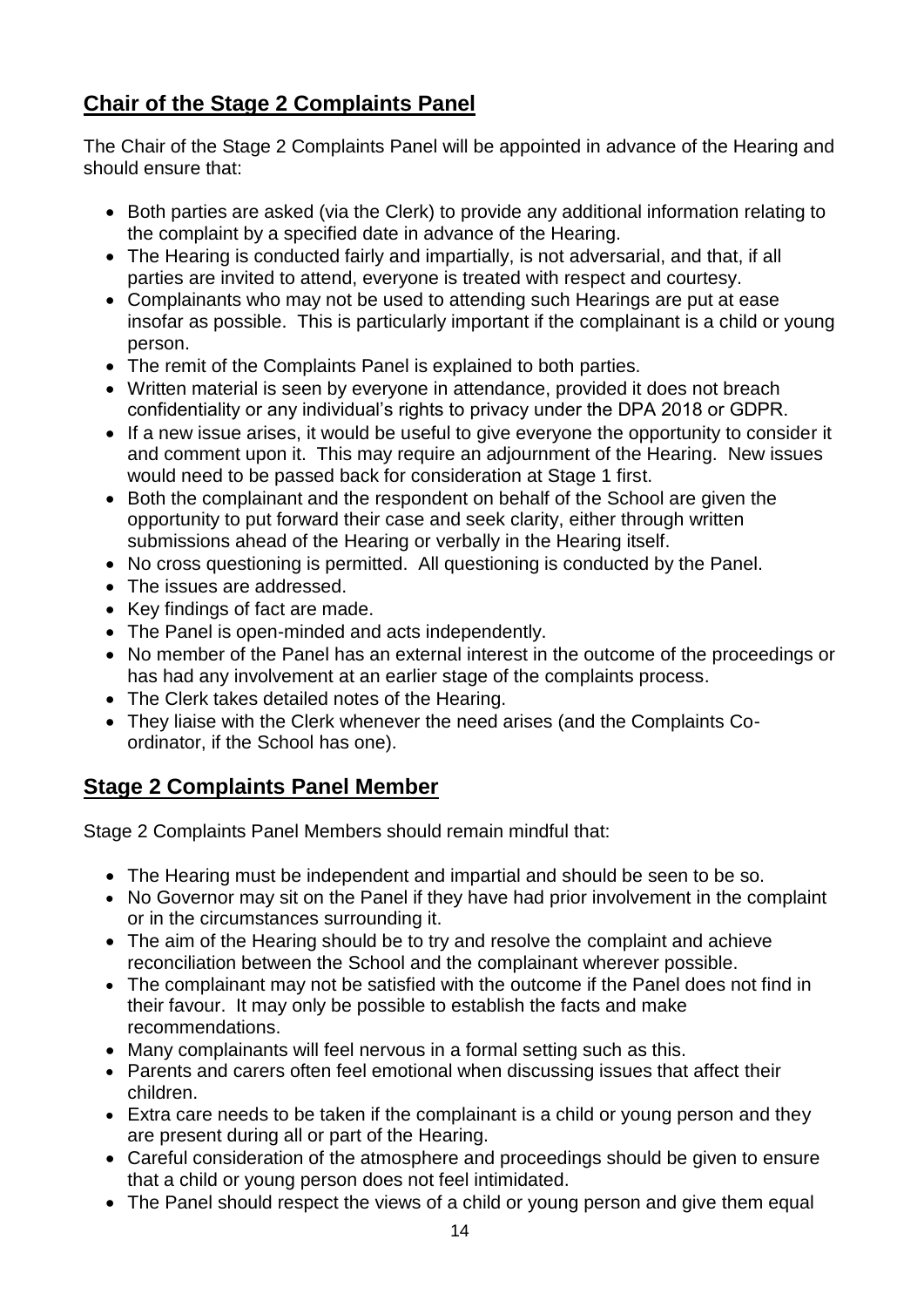## Chair of the Stage 2 Complaints Panel

The Chair of the Stage 2 Complaints Panel will be appointed in advance of the Hearing and should ensure that:

- Both parties are asked (via the Clerk) to provide any additional information relating to the complaint by a specified date in advance of the Hearing.
- The Hearing is conducted fairly and impartially, is not adversarial, and that, if all parties are invited to attend, everyone is treated with respect and courtesy.
- Complainants who may not be used to attending such Hearings are put at ease insofar as possible. This is particularly important if the complainant is a child or young person.
- The remit of the Complaints Panel is explained to both parties.
- Written material is seen by everyone in attendance, provided it does not breach confidentiality or any individual's rights to privacy under the DPA 2018 or GDPR.
- If a new issue arises, it would be useful to give everyone the opportunity to consider it and comment upon it. This may require an adjournment of the Hearing. New issues would need to be passed back for consideration at Stage 1 first.
- Both the complainant and the respondent on behalf of the School are given the opportunity to put forward their case and seek clarity, either through written submissions ahead of the Hearing or verbally in the Hearing itself.
- No cross questioning is permitted. All questioning is conducted by the Panel.
- The issues are addressed.
- Key findings of fact are made.
- The Panel is open-minded and acts independently.
- No member of the Panel has an external interest in the outcome of the proceedings or has had any involvement at an earlier stage of the complaints process.
- The Clerk takes detailed notes of the Hearing.
- They liaise with the Clerk whenever the need arises (and the Complaints Co-ordinator, if the School has one).

## Stage 2 Complaints Panel Member

Stage 2 Complaints Panel Members should remain mindful that:

- The Hearing must be independent and impartial and should be seen to be so.
- No Governor may sit on the Panel if they have had prior involvement in the complaint or in the circumstances surrounding it.
- The aim of the Hearing should be to try and resolve the complaint and achieve reconciliation between the School and the complainant wherever possible.
- The complainant may not be satisfied with the outcome if the Panel does not find in their favour. It may only be possible to establish the facts and make recommendations.
- Many complainants will feel nervous in a formal setting such as this.
- Parents and carers often feel emotional when discussing issues that affect their children.
- Extra care needs to be taken if the complainant is a child or young person and they are present during all or part of the Hearing.
- Careful consideration of the atmosphere and proceedings should be given to ensure that a child or young person does not feel intimidated.
- The Panel should respect the views of a child or young person and give them equal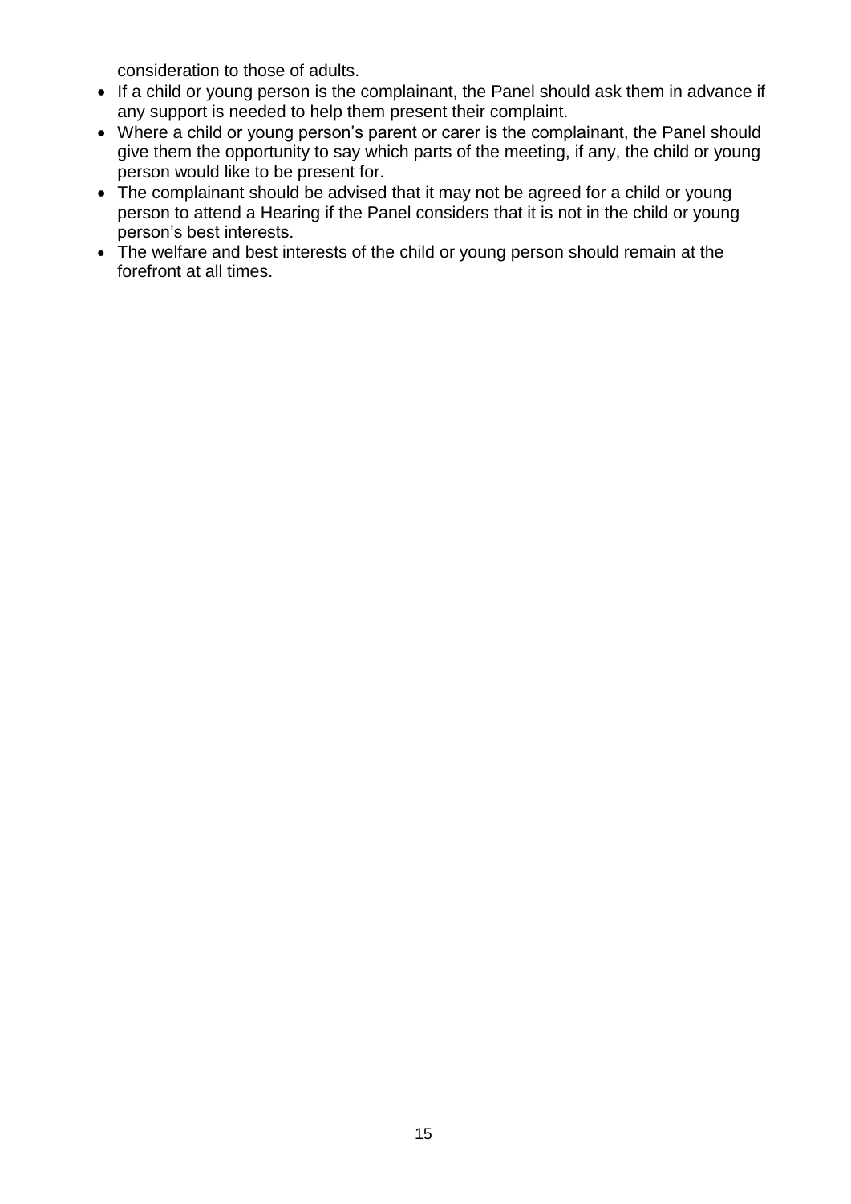consideration to those of adults.

- If a child or young person is the complainant, the Panel should ask them in advance if any support is needed to help them present their complaint.
- Where a child or young person's parent or carer is the complainant, the Panel should give them the opportunity to say which parts of the meeting, if any, the child or young person would like to be present for.
- The complainant should be advised that it may not be agreed for a child or young person to attend a Hearing if the Panel considers that it is not in the child or young person's best interests.
- The welfare and best interests of the child or young person should remain at the forefront at all times.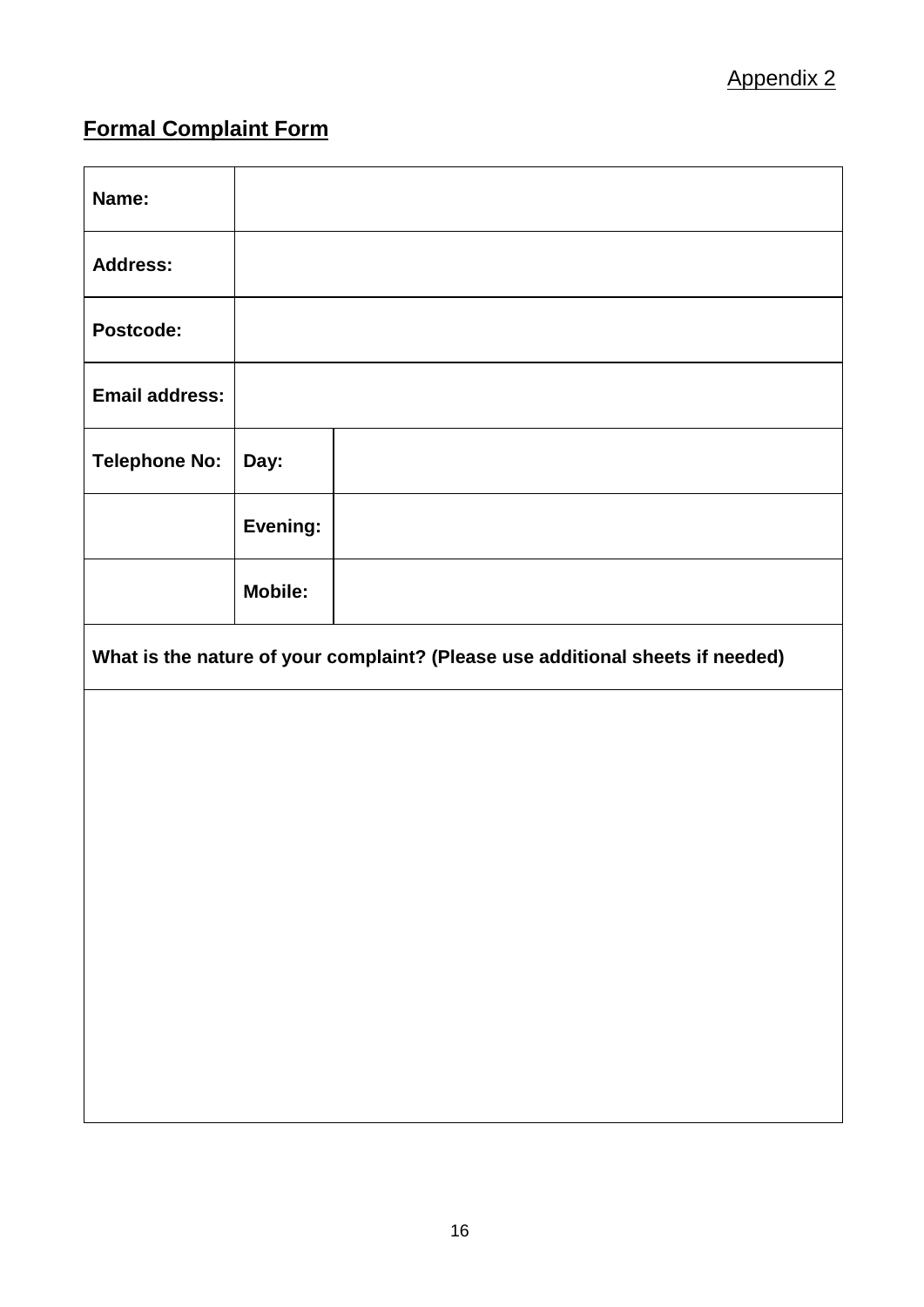Appendix 2

## Formal Complaint Form

| **Name:** | | |
|---|---|---|
| **Address:** | | |
| **Postcode:** | | |
| **Email address:** | | |
| **Telephone No:** | **Day:** | |
| | **Evening:** | |
| | **Mobile:** | |

| **What is the nature of your complaint? (Please use additional sheets if needed)** |
|---|
| |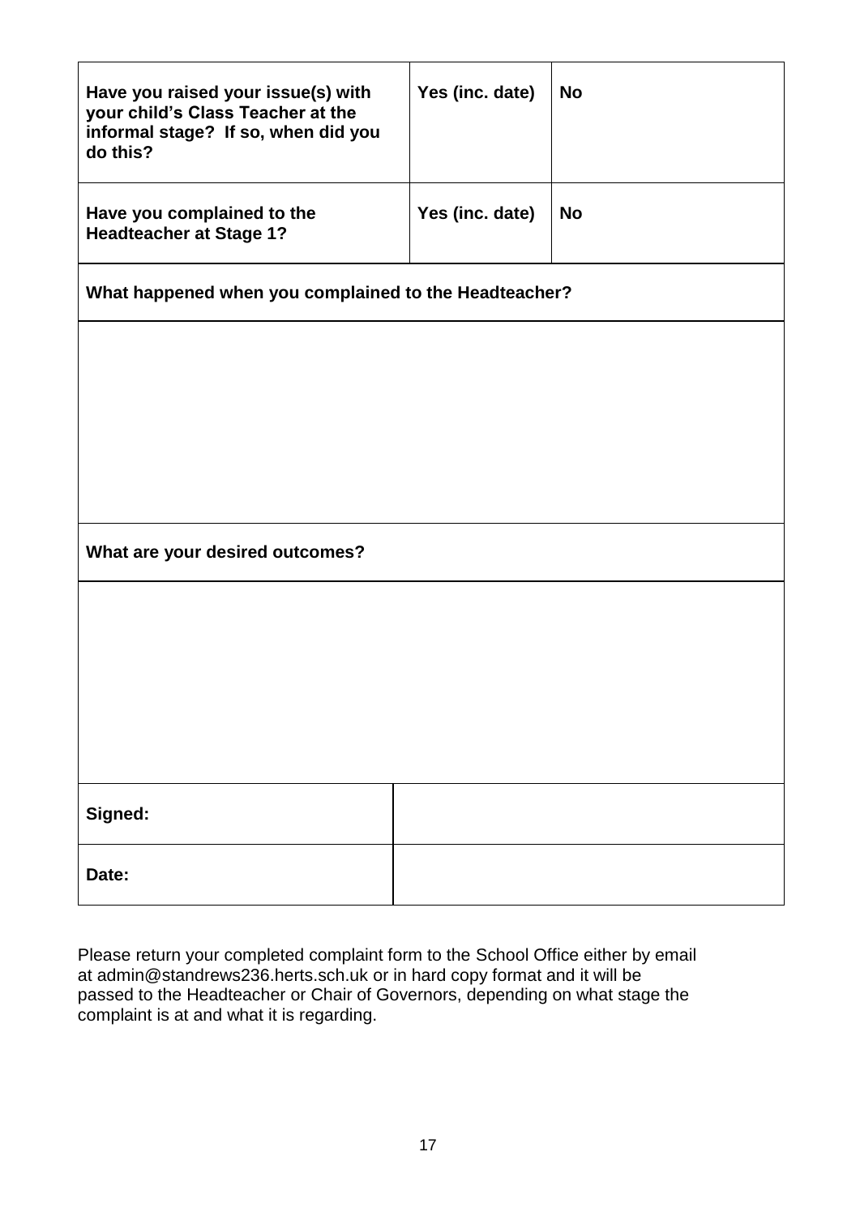| **Have you raised your issue(s) with your child's Class Teacher at the informal stage? If so, when did you do this?** | **Yes (inc. date)** | **No** |
|---|---|---|
| **Have you complained to the Headteacher at Stage 1?** | **Yes (inc. date)** | **No** |

| **What happened when you complained to the Headteacher?** |
|---|
| |

| **What are your desired outcomes?** |
|---|
| |

| **Signed:** | |
|---|---|
| **Date:** | |

Please return your completed complaint form to the School Office either by email at admin@standrews236.herts.sch.uk or in hard copy format and it will be passed to the Headteacher or Chair of Governors, depending on what stage the complaint is at and what it is regarding.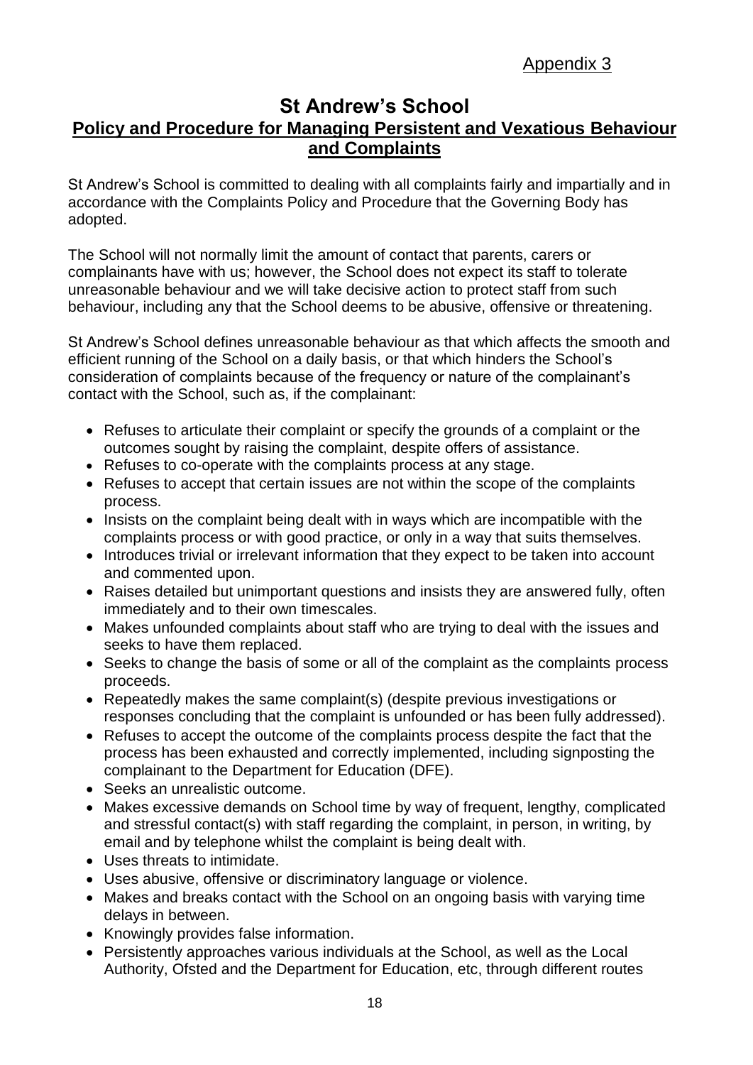Appendix 3

# St Andrew's School

## Policy and Procedure for Managing Persistent and Vexatious Behaviour and Complaints

St Andrew's School is committed to dealing with all complaints fairly and impartially and in accordance with the Complaints Policy and Procedure that the Governing Body has adopted.

The School will not normally limit the amount of contact that parents, carers or complainants have with us; however, the School does not expect its staff to tolerate unreasonable behaviour and we will take decisive action to protect staff from such behaviour, including any that the School deems to be abusive, offensive or threatening.

St Andrew's School defines unreasonable behaviour as that which affects the smooth and efficient running of the School on a daily basis, or that which hinders the School's consideration of complaints because of the frequency or nature of the complainant's contact with the School, such as, if the complainant:

- Refuses to articulate their complaint or specify the grounds of a complaint or the outcomes sought by raising the complaint, despite offers of assistance.
- Refuses to co-operate with the complaints process at any stage.
- Refuses to accept that certain issues are not within the scope of the complaints process.
- Insists on the complaint being dealt with in ways which are incompatible with the complaints process or with good practice, or only in a way that suits themselves.
- Introduces trivial or irrelevant information that they expect to be taken into account and commented upon.
- Raises detailed but unimportant questions and insists they are answered fully, often immediately and to their own timescales.
- Makes unfounded complaints about staff who are trying to deal with the issues and seeks to have them replaced.
- Seeks to change the basis of some or all of the complaint as the complaints process proceeds.
- Repeatedly makes the same complaint(s) (despite previous investigations or responses concluding that the complaint is unfounded or has been fully addressed).
- Refuses to accept the outcome of the complaints process despite the fact that the process has been exhausted and correctly implemented, including signposting the complainant to the Department for Education (DFE).
- Seeks an unrealistic outcome.
- Makes excessive demands on School time by way of frequent, lengthy, complicated and stressful contact(s) with staff regarding the complaint, in person, in writing, by email and by telephone whilst the complaint is being dealt with.
- Uses threats to intimidate.
- Uses abusive, offensive or discriminatory language or violence.
- Makes and breaks contact with the School on an ongoing basis with varying time delays in between.
- Knowingly provides false information.
- Persistently approaches various individuals at the School, as well as the Local Authority, Ofsted and the Department for Education, etc, through different routes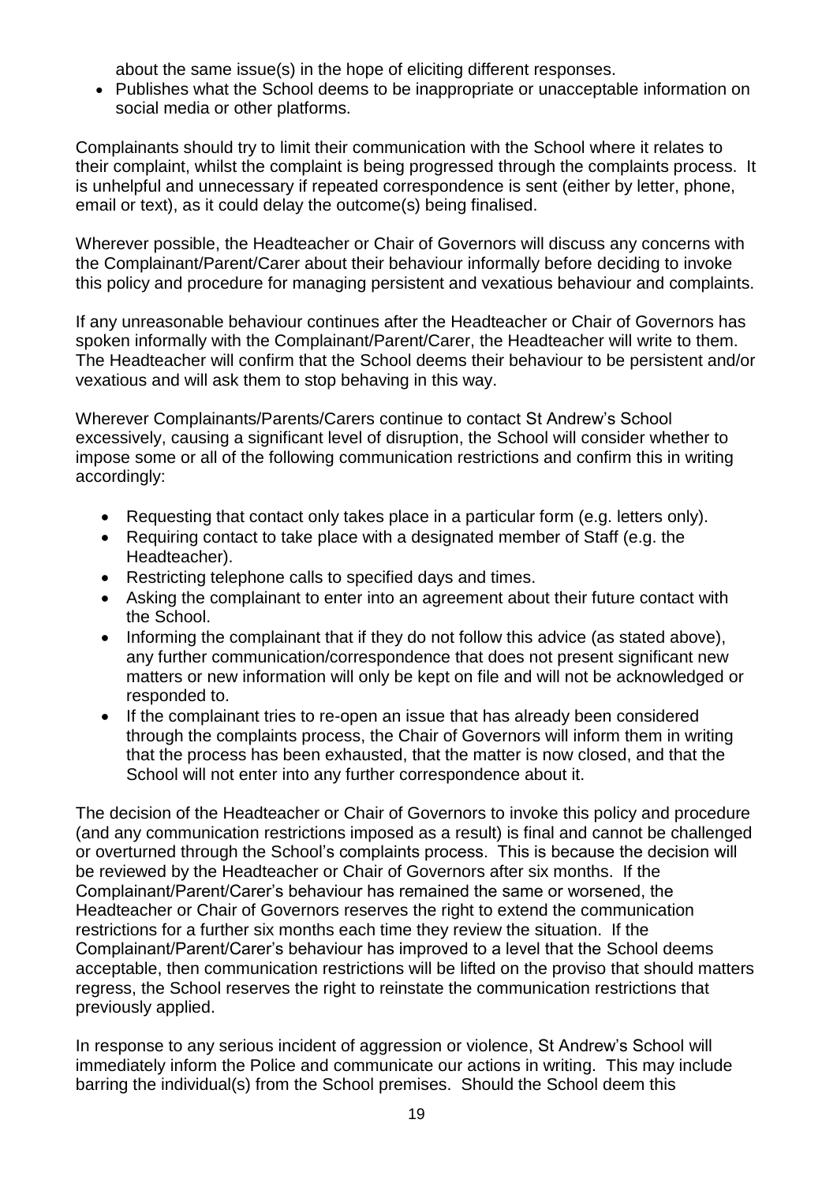about the same issue(s) in the hope of eliciting different responses.

- Publishes what the School deems to be inappropriate or unacceptable information on social media or other platforms.

Complainants should try to limit their communication with the School where it relates to their complaint, whilst the complaint is being progressed through the complaints process. It is unhelpful and unnecessary if repeated correspondence is sent (either by letter, phone, email or text), as it could delay the outcome(s) being finalised.

Wherever possible, the Headteacher or Chair of Governors will discuss any concerns with the Complainant/Parent/Carer about their behaviour informally before deciding to invoke this policy and procedure for managing persistent and vexatious behaviour and complaints.

If any unreasonable behaviour continues after the Headteacher or Chair of Governors has spoken informally with the Complainant/Parent/Carer, the Headteacher will write to them. The Headteacher will confirm that the School deems their behaviour to be persistent and/or vexatious and will ask them to stop behaving in this way.

Wherever Complainants/Parents/Carers continue to contact St Andrew's School excessively, causing a significant level of disruption, the School will consider whether to impose some or all of the following communication restrictions and confirm this in writing accordingly:

- Requesting that contact only takes place in a particular form (e.g. letters only).
- Requiring contact to take place with a designated member of Staff (e.g. the Headteacher).
- Restricting telephone calls to specified days and times.
- Asking the complainant to enter into an agreement about their future contact with the School.
- Informing the complainant that if they do not follow this advice (as stated above), any further communication/correspondence that does not present significant new matters or new information will only be kept on file and will not be acknowledged or responded to.
- If the complainant tries to re-open an issue that has already been considered through the complaints process, the Chair of Governors will inform them in writing that the process has been exhausted, that the matter is now closed, and that the School will not enter into any further correspondence about it.

The decision of the Headteacher or Chair of Governors to invoke this policy and procedure (and any communication restrictions imposed as a result) is final and cannot be challenged or overturned through the School's complaints process. This is because the decision will be reviewed by the Headteacher or Chair of Governors after six months. If the Complainant/Parent/Carer's behaviour has remained the same or worsened, the Headteacher or Chair of Governors reserves the right to extend the communication restrictions for a further six months each time they review the situation. If the Complainant/Parent/Carer's behaviour has improved to a level that the School deems acceptable, then communication restrictions will be lifted on the proviso that should matters regress, the School reserves the right to reinstate the communication restrictions that previously applied.

In response to any serious incident of aggression or violence, St Andrew's School will immediately inform the Police and communicate our actions in writing. This may include barring the individual(s) from the School premises. Should the School deem this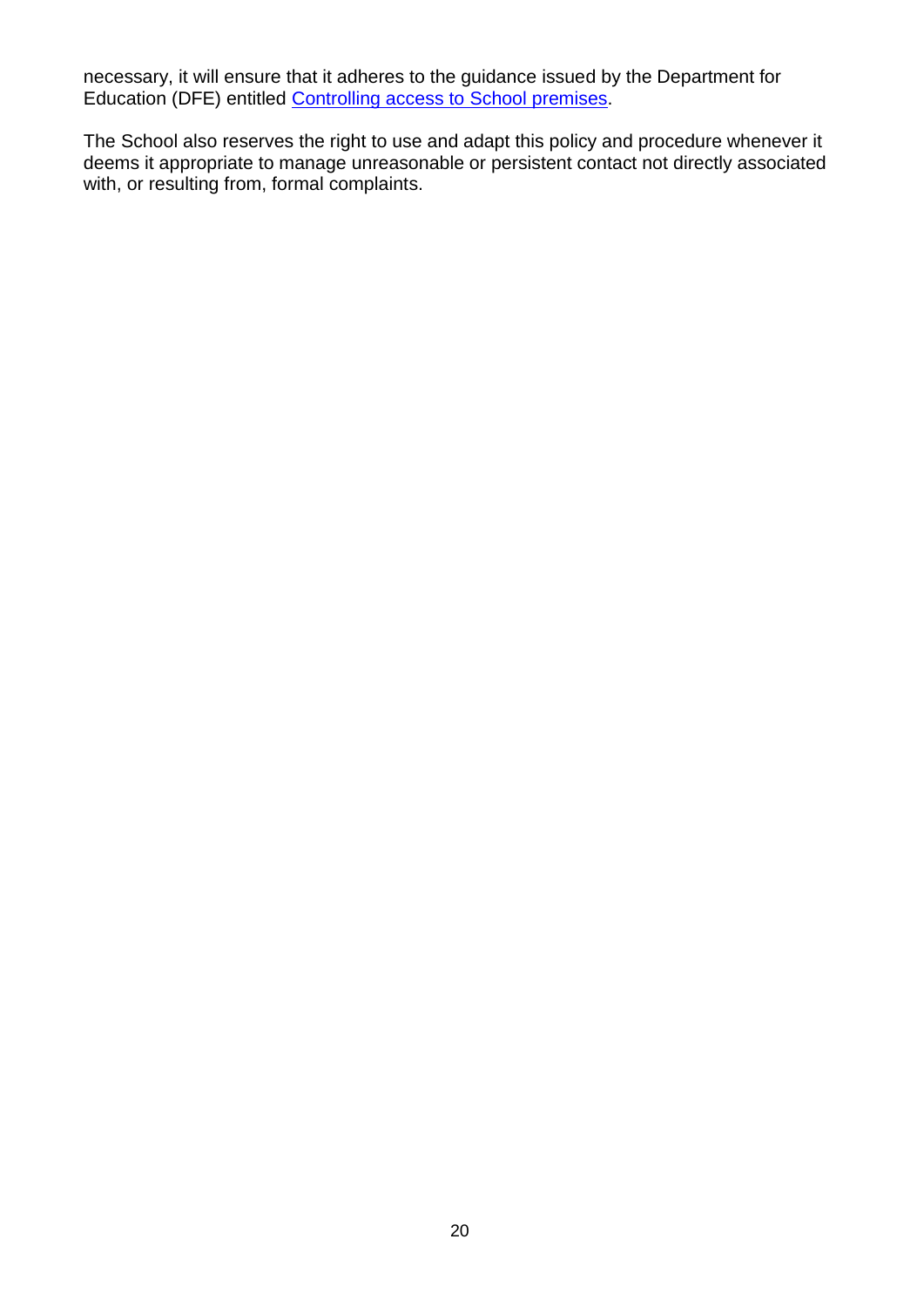necessary, it will ensure that it adheres to the guidance issued by the Department for Education (DFE) entitled Controlling access to School premises.

The School also reserves the right to use and adapt this policy and procedure whenever it deems it appropriate to manage unreasonable or persistent contact not directly associated with, or resulting from, formal complaints.